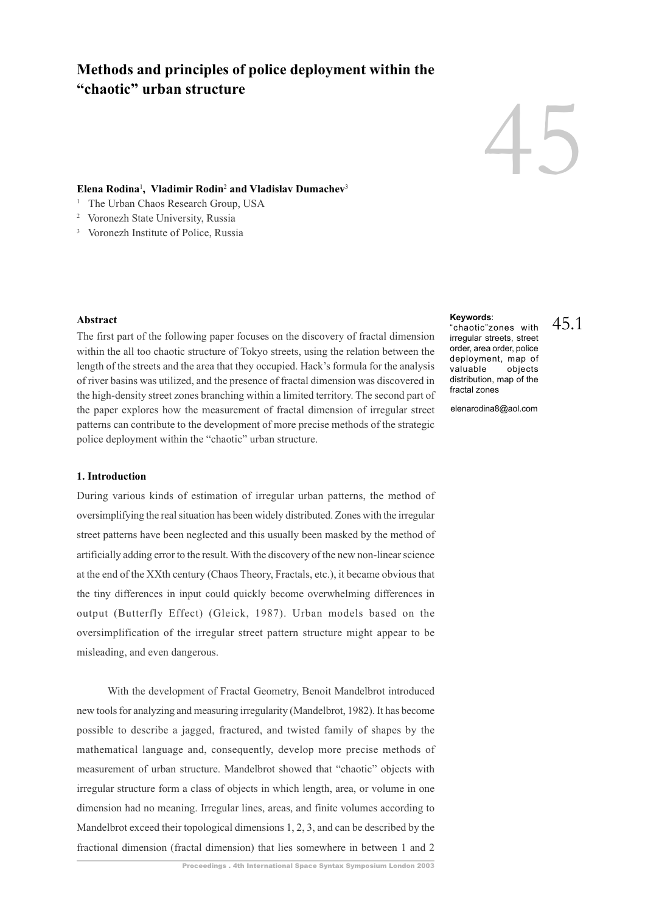# Methods and principles of police deployment within the "chaotic" urban structure

**Elena Rodina[1], Vladimir Rodin[2] and Vladislav Dumachev[3]**

[1] The Urban Chaos Research Group, USA
[2] Voronezh State University, Russia
[3] Voronezh Institute of Police, Russia

**Keywords**: "chaotic" zones with irregular streets, street order, area order, police deployment, map of valuable objects distribution, map of the fractal zones

elenarodina8@aol.com

## Abstract

The first part of the following paper focuses on the discovery of fractal dimension within the all too chaotic structure of Tokyo streets, using the relation between the length of the streets and the area that they occupied. Hack's formula for the analysis of river basins was utilized, and the presence of fractal dimension was discovered in the high-density street zones branching within a limited territory. The second part of the paper explores how the measurement of fractal dimension of irregular street patterns can contribute to the development of more precise methods of the strategic police deployment within the "chaotic" urban structure.

## 1. Introduction

During various kinds of estimation of irregular urban patterns, the method of oversimplifying the real situation has been widely distributed. Zones with the irregular street patterns have been neglected and this usually been masked by the method of artificially adding error to the result. With the discovery of the new non-linear science at the end of the XXth century (Chaos Theory, Fractals, etc.), it became obvious that the tiny differences in input could quickly become overwhelming differences in output (Butterfly Effect) (Gleick, 1987). Urban models based on the oversimplification of the irregular street pattern structure might appear to be misleading, and even dangerous.

With the development of Fractal Geometry, Benoit Mandelbrot introduced new tools for analyzing and measuring irregularity (Mandelbrot, 1982). It has become possible to describe a jagged, fractured, and twisted family of shapes by the mathematical language and, consequently, develop more precise methods of measurement of urban structure. Mandelbrot showed that "chaotic" objects with irregular structure form a class of objects in which length, area, or volume in one dimension had no meaning. Irregular lines, areas, and finite volumes according to Mandelbrot exceed their topological dimensions 1, 2, 3, and can be described by the fractional dimension (fractal dimension) that lies somewhere in between 1 and 2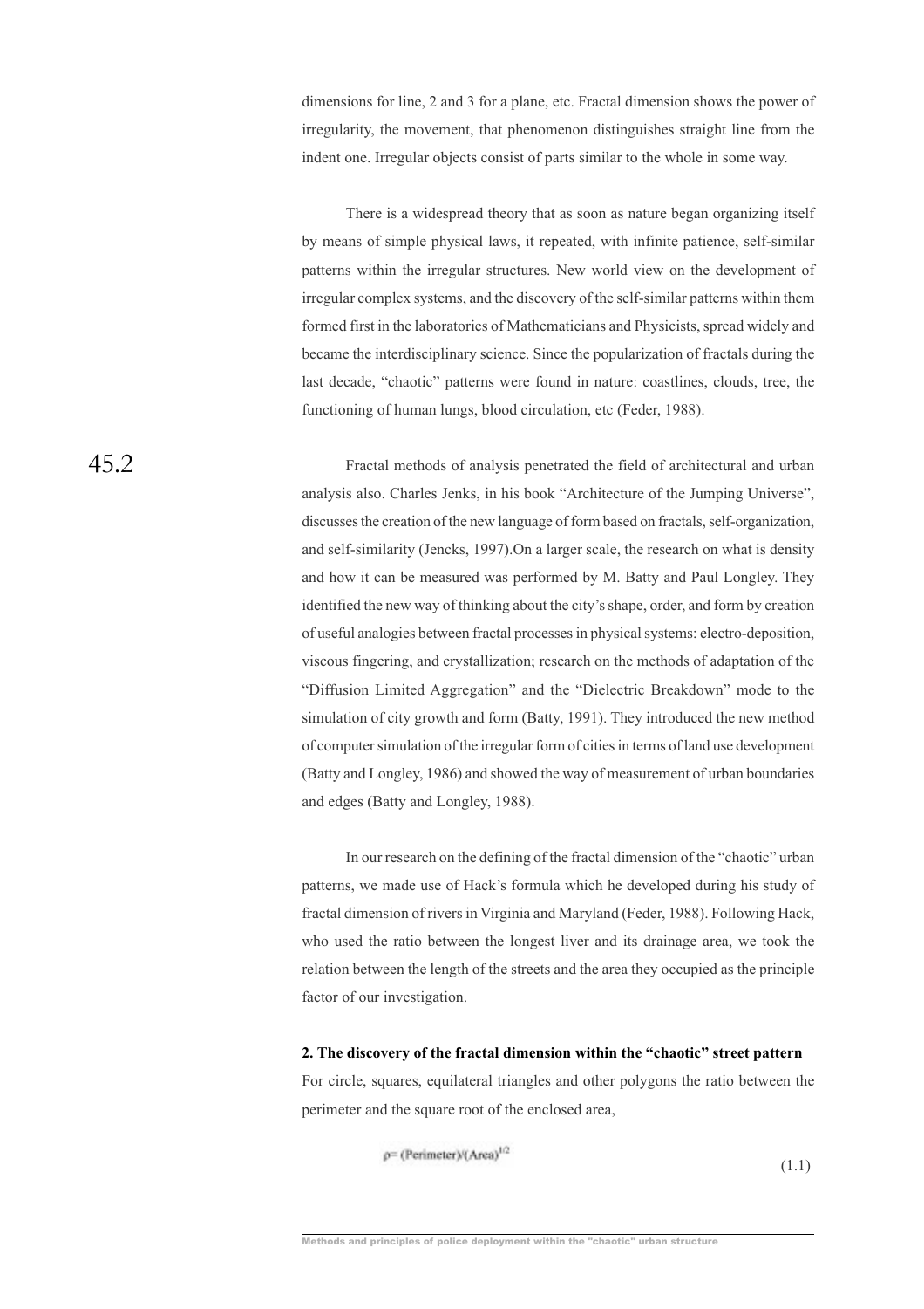dimensions for line, 2 and 3 for a plane, etc. Fractal dimension shows the power of irregularity, the movement, that phenomenon distinguishes straight line from the indent one. Irregular objects consist of parts similar to the whole in some way.

There is a widespread theory that as soon as nature began organizing itself by means of simple physical laws, it repeated, with infinite patience, self-similar patterns within the irregular structures. New world view on the development of irregular complex systems, and the discovery of the self-similar patterns within them formed first in the laboratories of Mathematicians and Physicists, spread widely and became the interdisciplinary science. Since the popularization of fractals during the last decade, "chaotic" patterns were found in nature: coastlines, clouds, tree, the functioning of human lungs, blood circulation, etc (Feder, 1988).

Fractal methods of analysis penetrated the field of architectural and urban analysis also. Charles Jenks, in his book "Architecture of the Jumping Universe", discusses the creation of the new language of form based on fractals, self-organization, and self-similarity (Jencks, 1997).On a larger scale, the research on what is density and how it can be measured was performed by M. Batty and Paul Longley. They identified the new way of thinking about the city's shape, order, and form by creation of useful analogies between fractal processes in physical systems: electro-deposition, viscous fingering, and crystallization; research on the methods of adaptation of the "Diffusion Limited Aggregation" and the "Dielectric Breakdown" mode to the simulation of city growth and form (Batty, 1991). They introduced the new method of computer simulation of the irregular form of cities in terms of land use development (Batty and Longley, 1986) and showed the way of measurement of urban boundaries and edges (Batty and Longley, 1988).

In our research on the defining of the fractal dimension of the "chaotic" urban patterns, we made use of Hack's formula which he developed during his study of fractal dimension of rivers in Virginia and Maryland (Feder, 1988). Following Hack, who used the ratio between the longest liver and its drainage area, we took the relation between the length of the streets and the area they occupied as the principle factor of our investigation.

**2. The discovery of the fractal dimension within the "chaotic" street pattern**

For circle, squares, equilateral triangles and other polygons the ratio between the perimeter and the square root of the enclosed area,

$$\rho = (\text{Perimeter})/(\text{Area})^{1/2} \tag{1.1}$$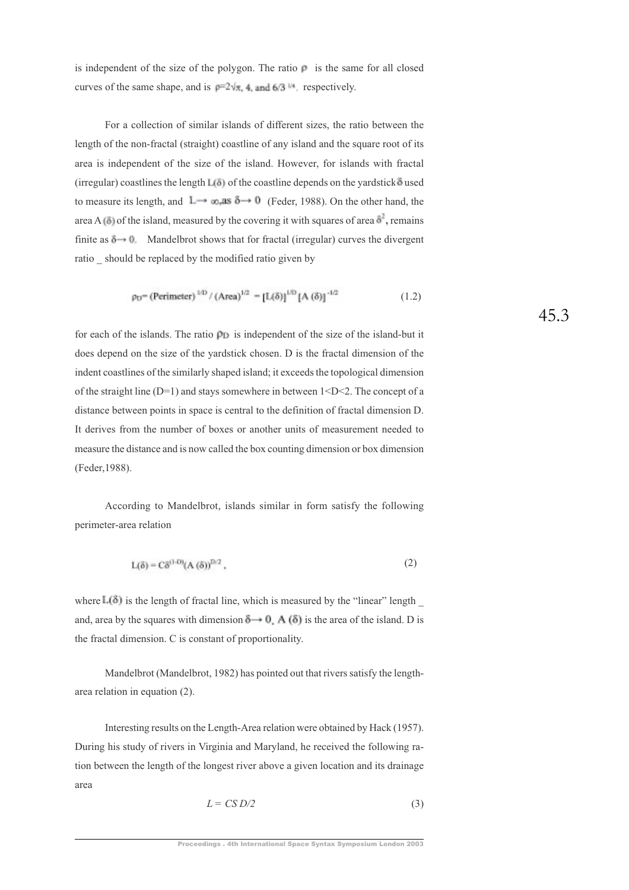is independent of the size of the polygon. The ratio $\rho$ is the same for all closed curves of the same shape, and is $\rho=2\sqrt{\pi}$, 4, and $6/3^{1/4}$, respectively.

For a collection of similar islands of different sizes, the ratio between the length of the non-fractal (straight) coastline of any island and the square root of its area is independent of the size of the island. However, for islands with fractal (irregular) coastlines the length $L(\delta)$ of the coastline depends on the yardstick $\delta$ used to measure its length, and $L \rightarrow \infty$, as $\delta \rightarrow 0$ (Feder, 1988). On the other hand, the area A $(\delta)$ of the island, measured by the covering it with squares of area $\delta^2$, remains finite as $\delta \rightarrow 0$. Mandelbrot shows that for fractal (irregular) curves the divergent ratio _ should be replaced by the modified ratio given by

$$\rho_D = (\text{Perimeter})^{1/D} / (\text{Area})^{1/2} = [L(\delta)]^{1/D} [A(\delta)]^{-1/2} \tag{1.2}$$

for each of the islands. The ratio $\rho_D$ is independent of the size of the island-but it does depend on the size of the yardstick chosen. D is the fractal dimension of the indent coastlines of the similarly shaped island; it exceeds the topological dimension of the straight line (D=1) and stays somewhere in between 1<D<2. The concept of a distance between points in space is central to the definition of fractal dimension D. It derives from the number of boxes or another units of measurement needed to measure the distance and is now called the box counting dimension or box dimension (Feder,1988).

According to Mandelbrot, islands similar in form satisfy the following perimeter-area relation

$$L(\delta) = C\delta^{(1-D)}(A(\delta))^{D/2}, \tag{2}$$

where $L(\delta)$ is the length of fractal line, which is measured by the "linear" length _ and, area by the squares with dimension $\delta \rightarrow 0$. $A(\delta)$ is the area of the island. D is the fractal dimension. C is constant of proportionality.

Mandelbrot (Mandelbrot, 1982) has pointed out that rivers satisfy the length-area relation in equation (2).

Interesting results on the Length-Area relation were obtained by Hack (1957). During his study of rivers in Virginia and Maryland, he received the following ration between the length of the longest river above a given location and its drainage area

$$L = CS\, D/2 \tag{3}$$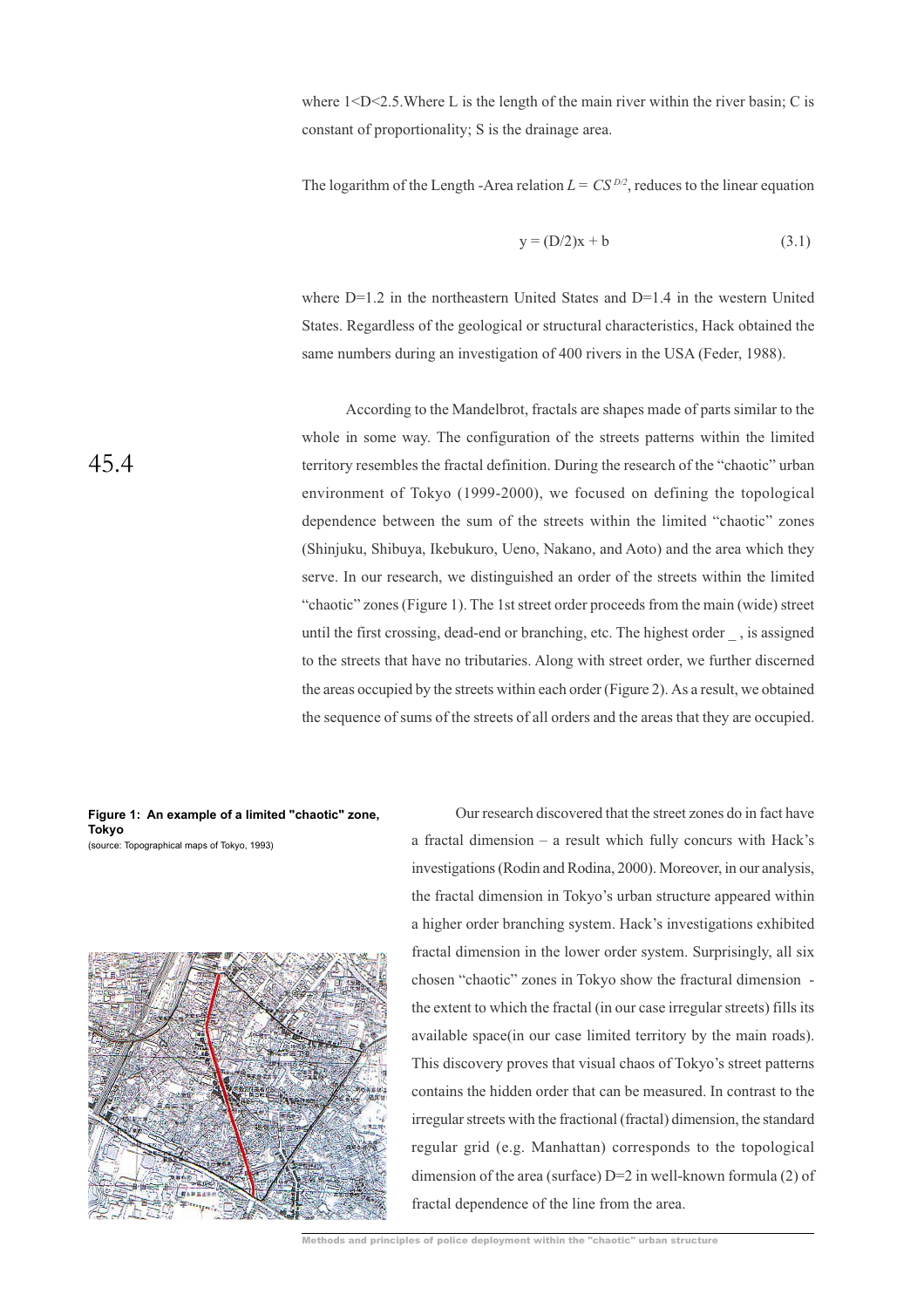where 1<D<2.5.Where L is the length of the main river within the river basin; C is constant of proportionality; S is the drainage area.

The logarithm of the Length -Area relation $L = CS^{D/2}$, reduces to the linear equation

$$y = (D/2)x + b \tag{3.1}$$

where D=1.2 in the northeastern United States and D=1.4 in the western United States. Regardless of the geological or structural characteristics, Hack obtained the same numbers during an investigation of 400 rivers in the USA (Feder, 1988).

According to the Mandelbrot, fractals are shapes made of parts similar to the whole in some way. The configuration of the streets patterns within the limited territory resembles the fractal definition. During the research of the "chaotic" urban environment of Tokyo (1999-2000), we focused on defining the topological dependence between the sum of the streets within the limited "chaotic" zones (Shinjuku, Shibuya, Ikebukuro, Ueno, Nakano, and Aoto) and the area which they serve. In our research, we distinguished an order of the streets within the limited "chaotic" zones (Figure 1). The 1st street order proceeds from the main (wide) street until the first crossing, dead-end or branching, etc. The highest order _ , is assigned to the streets that have no tributaries. Along with street order, we further discerned the areas occupied by the streets within each order (Figure 2). As a result, we obtained the sequence of sums of the streets of all orders and the areas that they are occupied.

**Figure 1: An example of a limited "chaotic" zone, Tokyo**
(source: Topographical maps of Tokyo, 1993)

Our research discovered that the street zones do in fact have a fractal dimension – a result which fully concurs with Hack's investigations (Rodin and Rodina, 2000). Moreover, in our analysis, the fractal dimension in Tokyo's urban structure appeared within a higher order branching system. Hack's investigations exhibited fractal dimension in the lower order system. Surprisingly, all six chosen "chaotic" zones in Tokyo show the fractural dimension - the extent to which the fractal (in our case irregular streets) fills its available space(in our case limited territory by the main roads). This discovery proves that visual chaos of Tokyo's street patterns contains the hidden order that can be measured. In contrast to the irregular streets with the fractional (fractal) dimension, the standard regular grid (e.g. Manhattan) corresponds to the topological dimension of the area (surface) D=2 in well-known formula (2) of fractal dependence of the line from the area.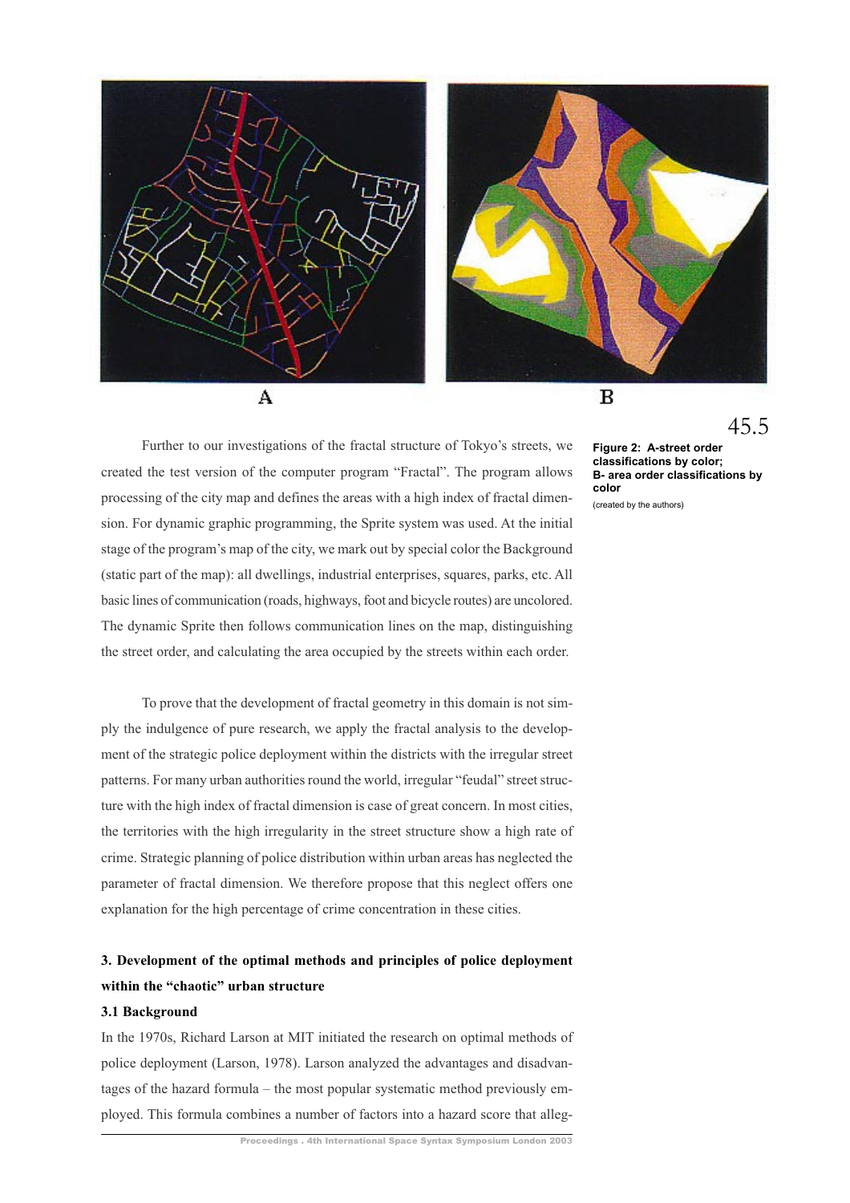A

B

Figure 2: A-street order classifications by color; B- area order classifications by color
(created by the authors)

Further to our investigations of the fractal structure of Tokyo's streets, we created the test version of the computer program "Fractal". The program allows processing of the city map and defines the areas with a high index of fractal dimension. For dynamic graphic programming, the Sprite system was used. At the initial stage of the program's map of the city, we mark out by special color the Background (static part of the map): all dwellings, industrial enterprises, squares, parks, etc. All basic lines of communication (roads, highways, foot and bicycle routes) are uncolored. The dynamic Sprite then follows communication lines on the map, distinguishing the street order, and calculating the area occupied by the streets within each order.

To prove that the development of fractal geometry in this domain is not simply the indulgence of pure research, we apply the fractal analysis to the development of the strategic police deployment within the districts with the irregular street patterns. For many urban authorities round the world, irregular "feudal" street structure with the high index of fractal dimension is case of great concern. In most cities, the territories with the high irregularity in the street structure show a high rate of crime. Strategic planning of police distribution within urban areas has neglected the parameter of fractal dimension. We therefore propose that this neglect offers one explanation for the high percentage of crime concentration in these cities.

## 3. Development of the optimal methods and principles of police deployment within the "chaotic" urban structure

### 3.1 Background

In the 1970s, Richard Larson at MIT initiated the research on optimal methods of police deployment (Larson, 1978). Larson analyzed the advantages and disadvantages of the hazard formula – the most popular systematic method previously employed. This formula combines a number of factors into a hazard score that alleg-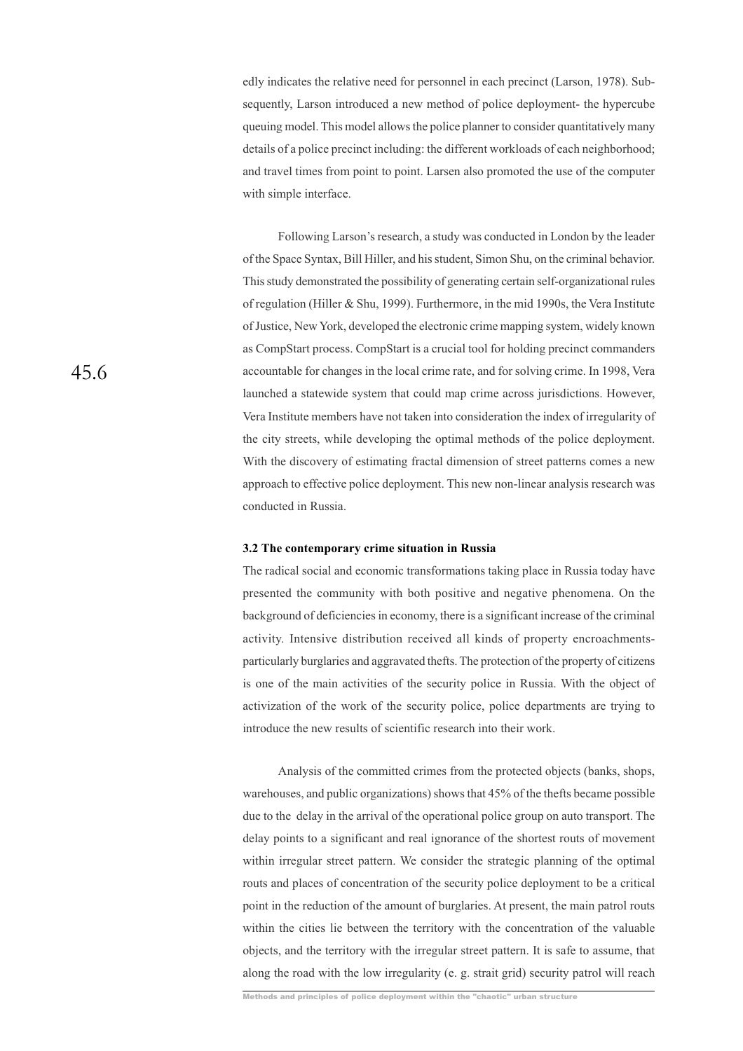edly indicates the relative need for personnel in each precinct (Larson, 1978). Subsequently, Larson introduced a new method of police deployment- the hypercube queuing model. This model allows the police planner to consider quantitatively many details of a police precinct including: the different workloads of each neighborhood; and travel times from point to point. Larsen also promoted the use of the computer with simple interface.

Following Larson's research, a study was conducted in London by the leader of the Space Syntax, Bill Hiller, and his student, Simon Shu, on the criminal behavior. This study demonstrated the possibility of generating certain self-organizational rules of regulation (Hiller & Shu, 1999). Furthermore, in the mid 1990s, the Vera Institute of Justice, New York, developed the electronic crime mapping system, widely known as CompStart process. CompStart is a crucial tool for holding precinct commanders accountable for changes in the local crime rate, and for solving crime. In 1998, Vera launched a statewide system that could map crime across jurisdictions. However, Vera Institute members have not taken into consideration the index of irregularity of the city streets, while developing the optimal methods of the police deployment. With the discovery of estimating fractal dimension of street patterns comes a new approach to effective police deployment. This new non-linear analysis research was conducted in Russia.

### 3.2 The contemporary crime situation in Russia

The radical social and economic transformations taking place in Russia today have presented the community with both positive and negative phenomena. On the background of deficiencies in economy, there is a significant increase of the criminal activity. Intensive distribution received all kinds of property encroachments- particularly burglaries and aggravated thefts. The protection of the property of citizens is one of the main activities of the security police in Russia. With the object of activization of the work of the security police, police departments are trying to introduce the new results of scientific research into their work.

Analysis of the committed crimes from the protected objects (banks, shops, warehouses, and public organizations) shows that 45% of the thefts became possible due to the delay in the arrival of the operational police group on auto transport. The delay points to a significant and real ignorance of the shortest routs of movement within irregular street pattern. We consider the strategic planning of the optimal routs and places of concentration of the security police deployment to be a critical point in the reduction of the amount of burglaries. At present, the main patrol routs within the cities lie between the territory with the concentration of the valuable objects, and the territory with the irregular street pattern. It is safe to assume, that along the road with the low irregularity (e. g. strait grid) security patrol will reach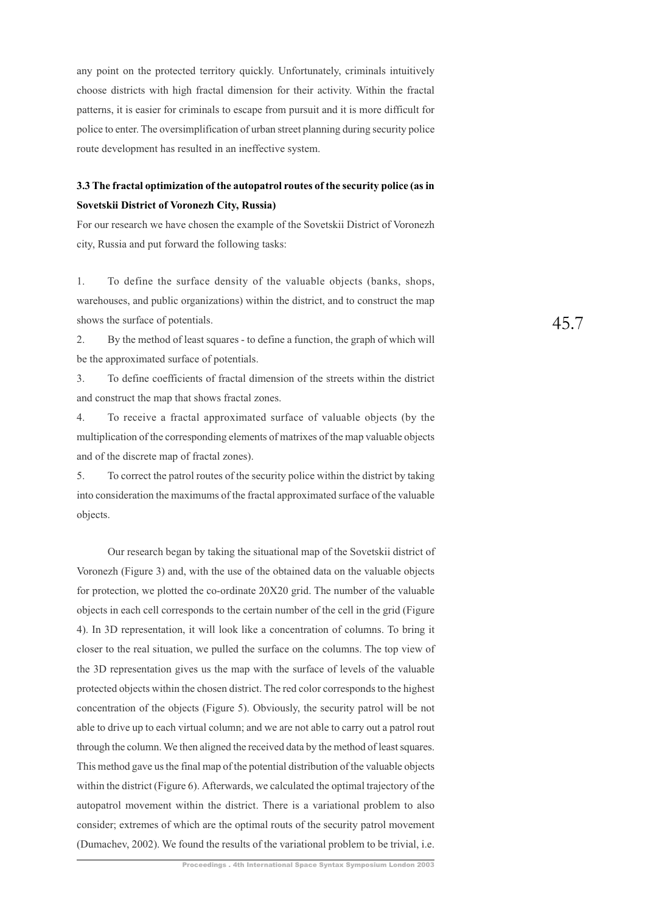any point on the protected territory quickly. Unfortunately, criminals intuitively choose districts with high fractal dimension for their activity. Within the fractal patterns, it is easier for criminals to escape from pursuit and it is more difficult for police to enter. The oversimplification of urban street planning during security police route development has resulted in an ineffective system.

### 3.3 The fractal optimization of the autopatrol routes of the security police (as in Sovetskii District of Voronezh City, Russia)

For our research we have chosen the example of the Sovetskii District of Voronezh city, Russia and put forward the following tasks:

1. To define the surface density of the valuable objects (banks, shops, warehouses, and public organizations) within the district, and to construct the map shows the surface of potentials.
2. By the method of least squares - to define a function, the graph of which will be the approximated surface of potentials.
3. To define coefficients of fractal dimension of the streets within the district and construct the map that shows fractal zones.
4. To receive a fractal approximated surface of valuable objects (by the multiplication of the corresponding elements of matrixes of the map valuable objects and of the discrete map of fractal zones).
5. To correct the patrol routes of the security police within the district by taking into consideration the maximums of the fractal approximated surface of the valuable objects.

Our research began by taking the situational map of the Sovetskii district of Voronezh (Figure 3) and, with the use of the obtained data on the valuable objects for protection, we plotted the co-ordinate 20X20 grid. The number of the valuable objects in each cell corresponds to the certain number of the cell in the grid (Figure 4). In 3D representation, it will look like a concentration of columns. To bring it closer to the real situation, we pulled the surface on the columns. The top view of the 3D representation gives us the map with the surface of levels of the valuable protected objects within the chosen district. The red color corresponds to the highest concentration of the objects (Figure 5). Obviously, the security patrol will be not able to drive up to each virtual column; and we are not able to carry out a patrol rout through the column. We then aligned the received data by the method of least squares. This method gave us the final map of the potential distribution of the valuable objects within the district (Figure 6). Afterwards, we calculated the optimal trajectory of the autopatrol movement within the district. There is a variational problem to also consider; extremes of which are the optimal routs of the security patrol movement (Dumachev, 2002). We found the results of the variational problem to be trivial, i.e.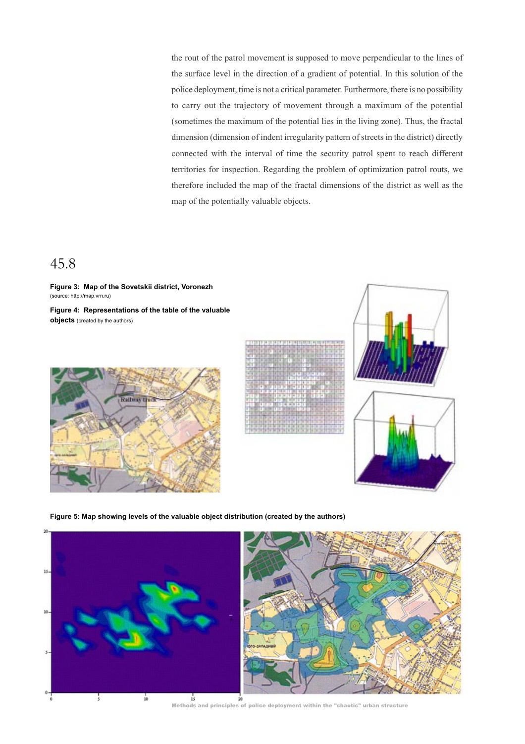the rout of the patrol movement is supposed to move perpendicular to the lines of the surface level in the direction of a gradient of potential. In this solution of the police deployment, time is not a critical parameter. Furthermore, there is no possibility to carry out the trajectory of movement through a maximum of the potential (sometimes the maximum of the potential lies in the living zone). Thus, the fractal dimension (dimension of indent irregularity pattern of streets in the district) directly connected with the interval of time the security patrol spent to reach different territories for inspection. Regarding the problem of optimization patrol routs, we therefore included the map of the fractal dimensions of the district as well as the map of the potentially valuable objects.

**Figure 3: Map of the Sovetskii district, Voronezh** (source: http://map.vrn.ru)

**Figure 4: Representations of the table of the valuable objects** (created by the authors)

**Figure 5: Map showing levels of the valuable object distribution (created by the authors)**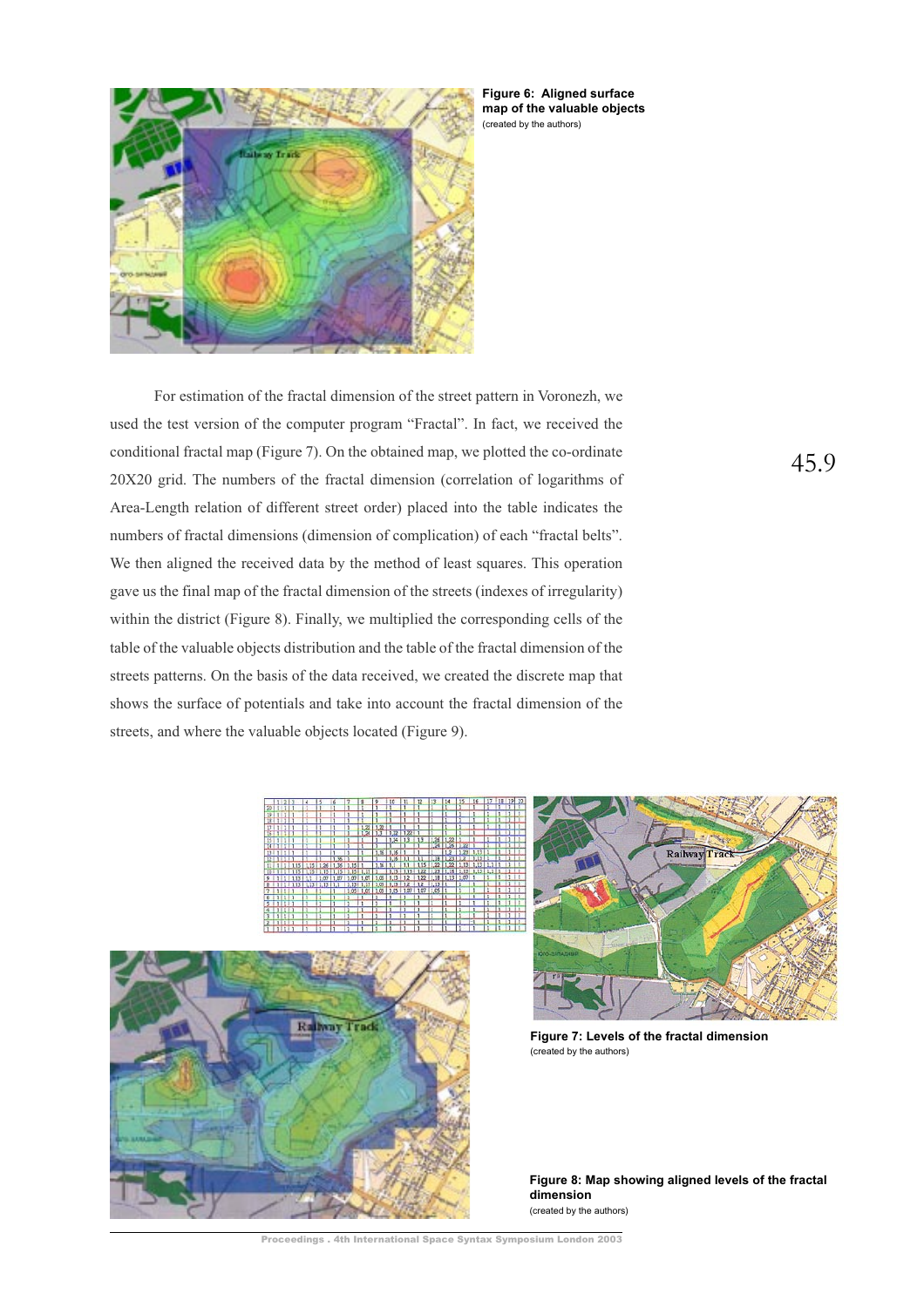**Figure 6: Aligned surface map of the valuable objects**
(created by the authors)

For estimation of the fractal dimension of the street pattern in Voronezh, we used the test version of the computer program "Fractal". In fact, we received the conditional fractal map (Figure 7). On the obtained map, we plotted the co-ordinate 20X20 grid. The numbers of the fractal dimension (correlation of logarithms of Area-Length relation of different street order) placed into the table indicates the numbers of fractal dimensions (dimension of complication) of each "fractal belts". We then aligned the received data by the method of least squares. This operation gave us the final map of the fractal dimension of the streets (indexes of irregularity) within the district (Figure 8). Finally, we multiplied the corresponding cells of the table of the valuable objects distribution and the table of the fractal dimension of the streets patterns. On the basis of the data received, we created the discrete map that shows the surface of potentials and take into account the fractal dimension of the streets, and where the valuable objects located (Figure 9).

**Figure 7: Levels of the fractal dimension**
(created by the authors)

**Figure 8: Map showing aligned levels of the fractal dimension**
(created by the authors)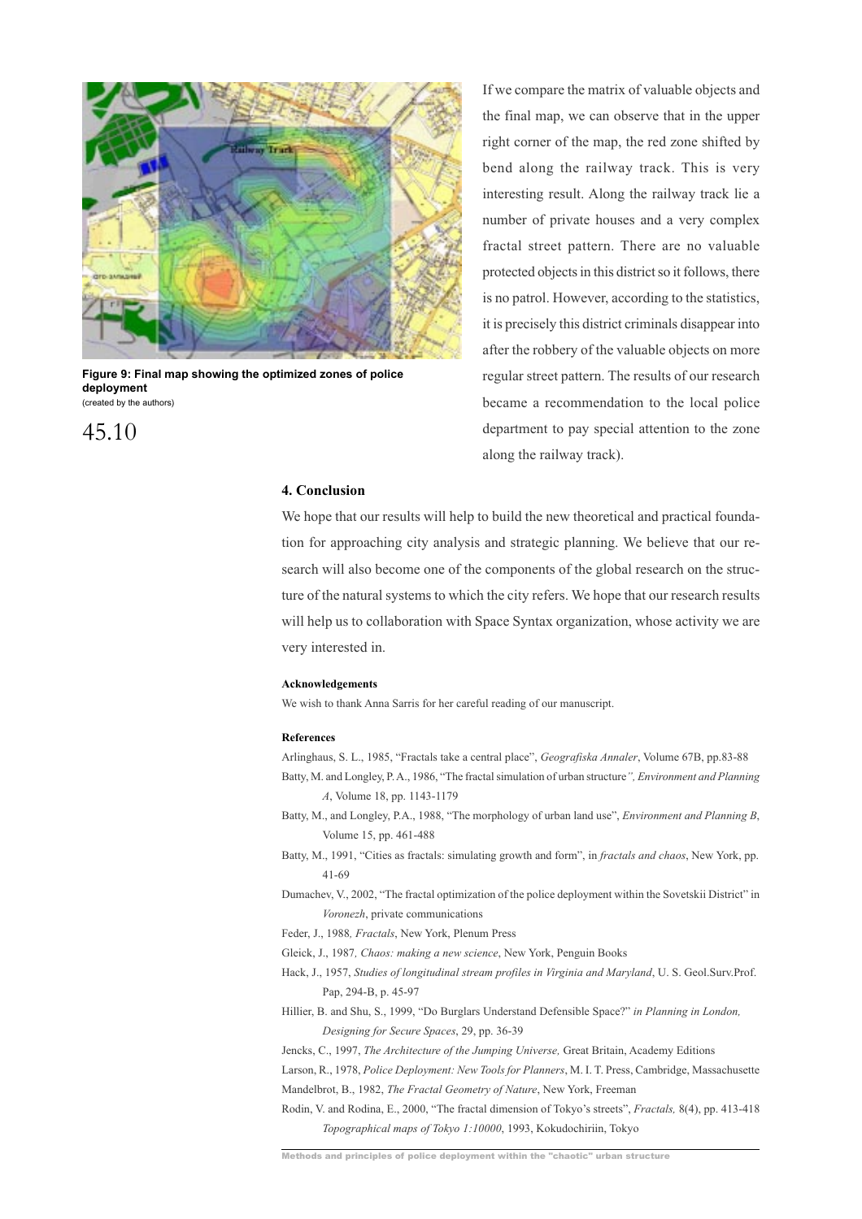Figure 9: Final map showing the optimized zones of police deployment
(created by the authors)

If we compare the matrix of valuable objects and the final map, we can observe that in the upper right corner of the map, the red zone shifted by bend along the railway track. This is very interesting result. Along the railway track lie a number of private houses and a very complex fractal street pattern. There are no valuable protected objects in this district so it follows, there is no patrol. However, according to the statistics, it is precisely this district criminals disappear into after the robbery of the valuable objects on more regular street pattern. The results of our research became a recommendation to the local police department to pay special attention to the zone along the railway track).

## 4. Conclusion

We hope that our results will help to build the new theoretical and practical foundation for approaching city analysis and strategic planning. We believe that our research will also become one of the components of the global research on the structure of the natural systems to which the city refers. We hope that our research results will help us to collaboration with Space Syntax organization, whose activity we are very interested in.

### Acknowledgements

We wish to thank Anna Sarris for her careful reading of our manuscript.

### References

Arlinghaus, S. L., 1985, "Fractals take a central place", *Geografiska Annaler*, Volume 67B, pp.83-88

Batty, M. and Longley, P. A., 1986, "The fractal simulation of urban structure*", Environment and Planning A*, Volume 18, pp. 1143-1179

Batty, M., and Longley, P.A., 1988, "The morphology of urban land use", *Environment and Planning B*, Volume 15, pp. 461-488

Batty, M., 1991, "Cities as fractals: simulating growth and form", in *fractals and chaos*, New York, pp. 41-69

Dumachev, V., 2002, "The fractal optimization of the police deployment within the Sovetskii District" in *Voronezh*, private communications

Feder, J., 1988*, Fractals*, New York, Plenum Press

Gleick, J., 1987*, Chaos: making a new science*, New York, Penguin Books

Hack, J., 1957, *Studies of longitudinal stream profiles in Virginia and Maryland*, U. S. Geol.Surv.Prof. Pap, 294-B, p. 45-97

Hillier, B. and Shu, S., 1999, "Do Burglars Understand Defensible Space?" *in Planning in London, Designing for Secure Spaces*, 29, pp. 36-39

Jencks, C., 1997, *The Architecture of the Jumping Universe,* Great Britain, Academy Editions

Larson, R., 1978, *Police Deployment: New Tools for Planners*, M. I. T. Press, Cambridge, Massachusette

Mandelbrot, B., 1982, *The Fractal Geometry of Nature*, New York, Freeman

Rodin, V. and Rodina, E., 2000, "The fractal dimension of Tokyo's streets", *Fractals,* 8(4), pp. 413-418

*Topographical maps of Tokyo 1:10000*, 1993, Kokudochiriin, Tokyo